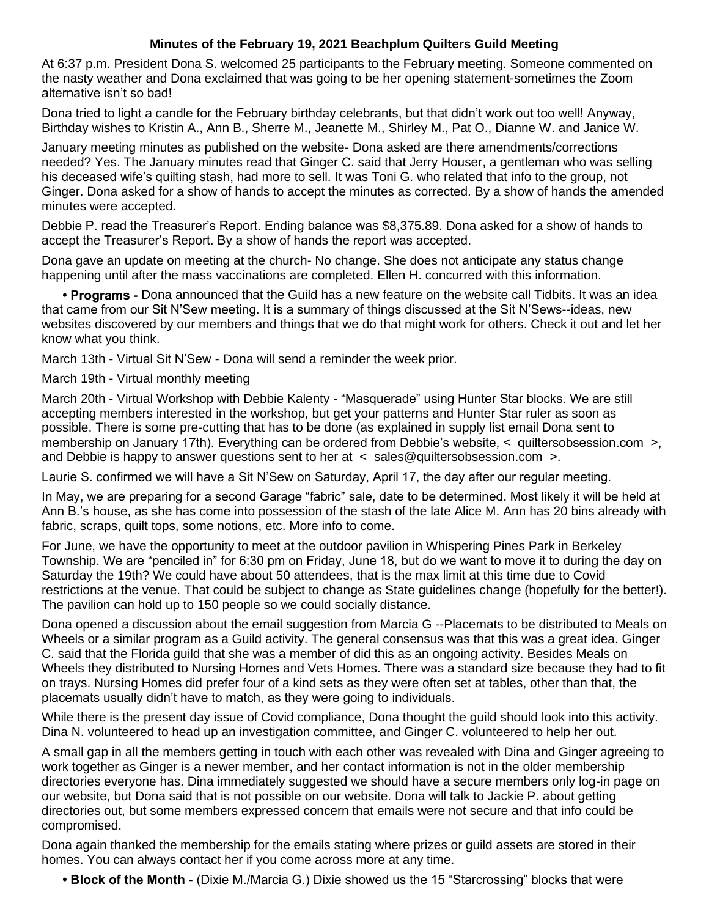# Minutes of the February 19, 2021 Beachplum Quilters Guild Meeting

At 6:37 p.m. President Dona S. welcomed 25 participants to the February meeting. Someone commented on the nasty weather and Dona exclaimed that was going to be her opening statement-sometimes the Zoom alternative isn't so bad!

Dona tried to light a candle for the February birthday celebrants, but that didn't work out too well! Anyway, Birthday wishes to Kristin A., Ann B., Sherre M., Jeanette M., Shirley M., Pat O., Dianne W. and Janice W.

January meeting minutes as published on the website- Dona asked are there amendments/corrections needed? Yes. The January minutes read that Ginger C. said that Jerry Houser, a gentleman who was selling his deceased wife's quilting stash, had more to sell. It was Toni G. who related that info to the group, not Ginger. Dona asked for a show of hands to accept the minutes as corrected. By a show of hands the amended minutes were accepted.

Debbie P. read the Treasurer's Report. Ending balance was $8,375.89. Dona asked for a show of hands to accept the Treasurer's Report. By a show of hands the report was accepted.

Dona gave an update on meeting at the church- No change. She does not anticipate any status change happening until after the mass vaccinations are completed. Ellen H. concurred with this information.

- **Programs -** Dona announced that the Guild has a new feature on the website call Tidbits. It was an idea that came from our Sit N'Sew meeting. It is a summary of things discussed at the Sit N'Sews--ideas, new websites discovered by our members and things that we do that might work for others. Check it out and let her know what you think.

March 13th - Virtual Sit N'Sew - Dona will send a reminder the week prior.

March 19th - Virtual monthly meeting

March 20th - Virtual Workshop with Debbie Kalenty - "Masquerade" using Hunter Star blocks. We are still accepting members interested in the workshop, but get your patterns and Hunter Star ruler as soon as possible. There is some pre-cutting that has to be done (as explained in supply list email Dona sent to membership on January 17th). Everything can be ordered from Debbie's website, < quiltersobsession.com >, and Debbie is happy to answer questions sent to her at < sales@quiltersobsession.com >.

Laurie S. confirmed we will have a Sit N'Sew on Saturday, April 17, the day after our regular meeting.

In May, we are preparing for a second Garage "fabric" sale, date to be determined. Most likely it will be held at Ann B.'s house, as she has come into possession of the stash of the late Alice M. Ann has 20 bins already with fabric, scraps, quilt tops, some notions, etc. More info to come.

For June, we have the opportunity to meet at the outdoor pavilion in Whispering Pines Park in Berkeley Township. We are "penciled in" for 6:30 pm on Friday, June 18, but do we want to move it to during the day on Saturday the 19th? We could have about 50 attendees, that is the max limit at this time due to Covid restrictions at the venue. That could be subject to change as State guidelines change (hopefully for the better!). The pavilion can hold up to 150 people so we could socially distance.

Dona opened a discussion about the email suggestion from Marcia G --Placemats to be distributed to Meals on Wheels or a similar program as a Guild activity. The general consensus was that this was a great idea. Ginger C. said that the Florida guild that she was a member of did this as an ongoing activity. Besides Meals on Wheels they distributed to Nursing Homes and Vets Homes. There was a standard size because they had to fit on trays. Nursing Homes did prefer four of a kind sets as they were often set at tables, other than that, the placemats usually didn't have to match, as they were going to individuals.

While there is the present day issue of Covid compliance, Dona thought the guild should look into this activity. Dina N. volunteered to head up an investigation committee, and Ginger C. volunteered to help her out.

A small gap in all the members getting in touch with each other was revealed with Dina and Ginger agreeing to work together as Ginger is a newer member, and her contact information is not in the older membership directories everyone has. Dina immediately suggested we should have a secure members only log-in page on our website, but Dona said that is not possible on our website. Dona will talk to Jackie P. about getting directories out, but some members expressed concern that emails were not secure and that info could be compromised.

Dona again thanked the membership for the emails stating where prizes or guild assets are stored in their homes. You can always contact her if you come across more at any time.

- **Block of the Month** - (Dixie M./Marcia G.) Dixie showed us the 15 "Starcrossing" blocks that were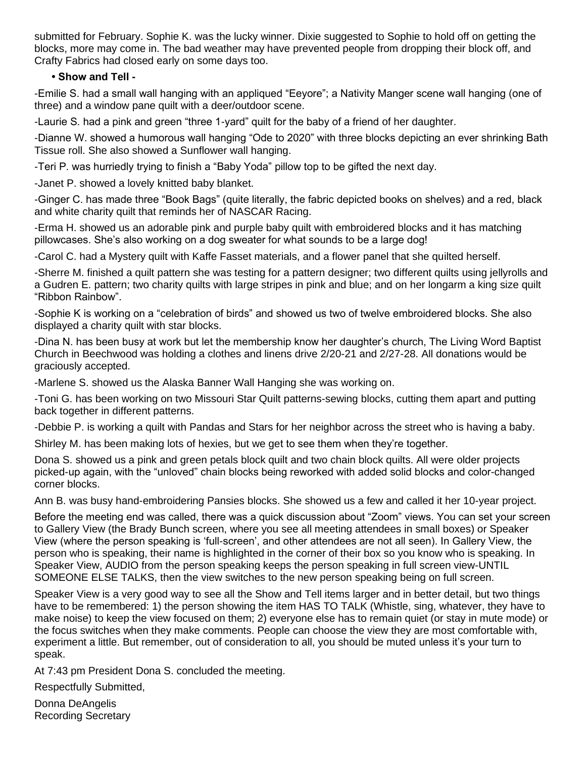submitted for February. Sophie K. was the lucky winner. Dixie suggested to Sophie to hold off on getting the blocks, more may come in. The bad weather may have prevented people from dropping their block off, and Crafty Fabrics had closed early on some days too.

- **Show and Tell -**

-Emilie S. had a small wall hanging with an appliqued "Eeyore"; a Nativity Manger scene wall hanging (one of three) and a window pane quilt with a deer/outdoor scene.

-Laurie S. had a pink and green "three 1-yard" quilt for the baby of a friend of her daughter.

-Dianne W. showed a humorous wall hanging "Ode to 2020" with three blocks depicting an ever shrinking Bath Tissue roll. She also showed a Sunflower wall hanging.

-Teri P. was hurriedly trying to finish a "Baby Yoda" pillow top to be gifted the next day.

-Janet P. showed a lovely knitted baby blanket.

-Ginger C. has made three "Book Bags" (quite literally, the fabric depicted books on shelves) and a red, black and white charity quilt that reminds her of NASCAR Racing.

-Erma H. showed us an adorable pink and purple baby quilt with embroidered blocks and it has matching pillowcases. She's also working on a dog sweater for what sounds to be a large dog!

-Carol C. had a Mystery quilt with Kaffe Fasset materials, and a flower panel that she quilted herself.

-Sherre M. finished a quilt pattern she was testing for a pattern designer; two different quilts using jellyrolls and a Gudren E. pattern; two charity quilts with large stripes in pink and blue; and on her longarm a king size quilt "Ribbon Rainbow".

-Sophie K is working on a "celebration of birds" and showed us two of twelve embroidered blocks. She also displayed a charity quilt with star blocks.

-Dina N. has been busy at work but let the membership know her daughter's church, The Living Word Baptist Church in Beechwood was holding a clothes and linens drive 2/20-21 and 2/27-28. All donations would be graciously accepted.

-Marlene S. showed us the Alaska Banner Wall Hanging she was working on.

-Toni G. has been working on two Missouri Star Quilt patterns-sewing blocks, cutting them apart and putting back together in different patterns.

-Debbie P. is working a quilt with Pandas and Stars for her neighbor across the street who is having a baby.

Shirley M. has been making lots of hexies, but we get to see them when they're together.

Dona S. showed us a pink and green petals block quilt and two chain block quilts. All were older projects picked-up again, with the "unloved" chain blocks being reworked with added solid blocks and color-changed corner blocks.

Ann B. was busy hand-embroidering Pansies blocks. She showed us a few and called it her 10-year project.

Before the meeting end was called, there was a quick discussion about "Zoom" views. You can set your screen to Gallery View (the Brady Bunch screen, where you see all meeting attendees in small boxes) or Speaker View (where the person speaking is 'full-screen', and other attendees are not all seen). In Gallery View, the person who is speaking, their name is highlighted in the corner of their box so you know who is speaking. In Speaker View, AUDIO from the person speaking keeps the person speaking in full screen view-UNTIL SOMEONE ELSE TALKS, then the view switches to the new person speaking being on full screen.

Speaker View is a very good way to see all the Show and Tell items larger and in better detail, but two things have to be remembered: 1) the person showing the item HAS TO TALK (Whistle, sing, whatever, they have to make noise) to keep the view focused on them; 2) everyone else has to remain quiet (or stay in mute mode) or the focus switches when they make comments. People can choose the view they are most comfortable with, experiment a little. But remember, out of consideration to all, you should be muted unless it's your turn to speak.

At 7:43 pm President Dona S. concluded the meeting.

Respectfully Submitted,

Donna DeAngelis
Recording Secretary